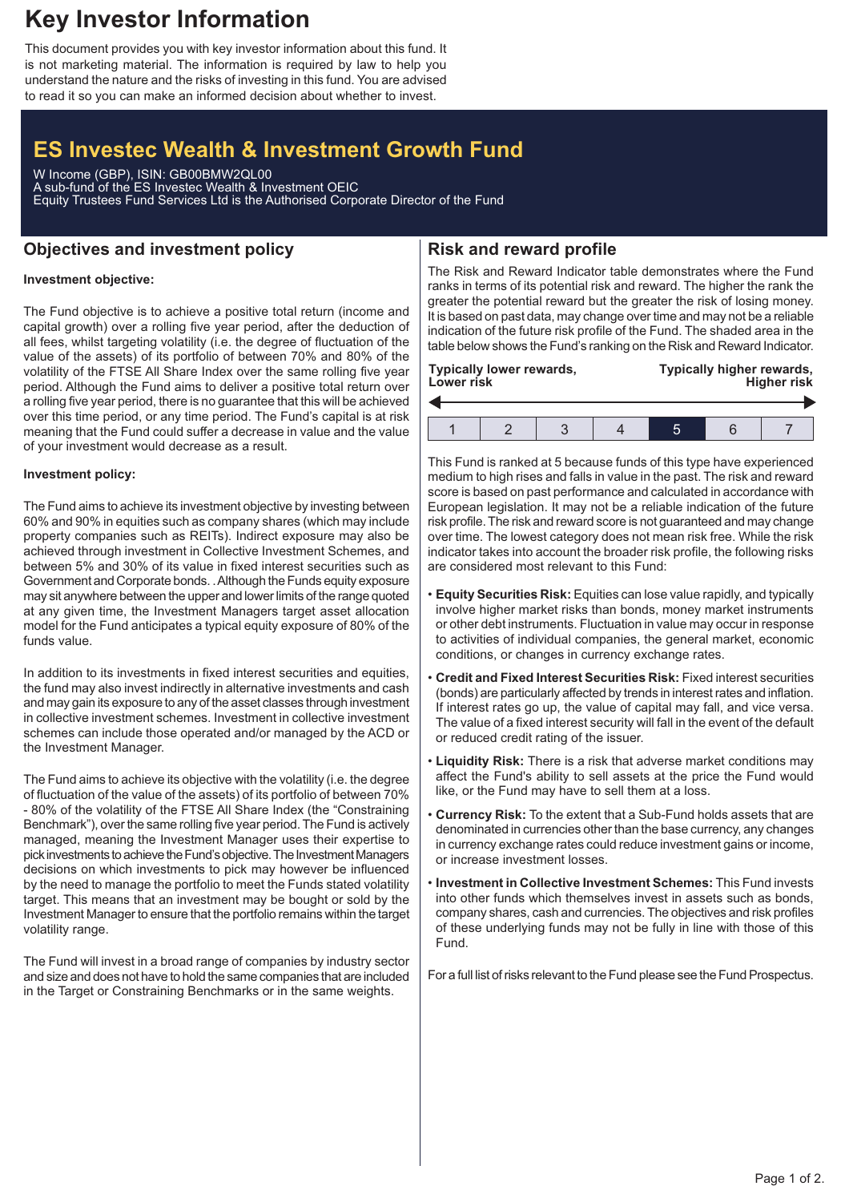# Key Investor Information

This document provides you with key investor information about this fund. It is not marketing material. The information is required by law to help you understand the nature and the risks of investing in this fund. You are advised to read it so you can make an informed decision about whether to invest.

## ES Investec Wealth & Investment Growth Fund

W Income (GBP), ISIN: GB00BMW2QL00
A sub-fund of the ES Investec Wealth & Investment OEIC
Equity Trustees Fund Services Ltd is the Authorised Corporate Director of the Fund

## Objectives and investment policy

**Investment objective:**

The Fund objective is to achieve a positive total return (income and capital growth) over a rolling five year period, after the deduction of all fees, whilst targeting volatility (i.e. the degree of fluctuation of the value of the assets) of its portfolio of between 70% and 80% of the volatility of the FTSE All Share Index over the same rolling five year period. Although the Fund aims to deliver a positive total return over a rolling five year period, there is no guarantee that this will be achieved over this time period, or any time period. The Fund's capital is at risk meaning that the Fund could suffer a decrease in value and the value of your investment would decrease as a result.

**Investment policy:**

The Fund aims to achieve its investment objective by investing between 60% and 90% in equities such as company shares (which may include property companies such as REITs). Indirect exposure may also be achieved through investment in Collective Investment Schemes, and between 5% and 30% of its value in fixed interest securities such as Government and Corporate bonds. . Although the Funds equity exposure may sit anywhere between the upper and lower limits of the range quoted at any given time, the Investment Managers target asset allocation model for the Fund anticipates a typical equity exposure of 80% of the funds value.

In addition to its investments in fixed interest securities and equities, the fund may also invest indirectly in alternative investments and cash and may gain its exposure to any of the asset classes through investment in collective investment schemes. Investment in collective investment schemes can include those operated and/or managed by the ACD or the Investment Manager.

The Fund aims to achieve its objective with the volatility (i.e. the degree of fluctuation of the value of the assets) of its portfolio of between 70% - 80% of the volatility of the FTSE All Share Index (the "Constraining Benchmark"), over the same rolling five year period. The Fund is actively managed, meaning the Investment Manager uses their expertise to pick investments to achieve the Fund's objective. The Investment Managers decisions on which investments to pick may however be influenced by the need to manage the portfolio to meet the Funds stated volatility target. This means that an investment may be bought or sold by the Investment Manager to ensure that the portfolio remains within the target volatility range.

The Fund will invest in a broad range of companies by industry sector and size and does not have to hold the same companies that are included in the Target or Constraining Benchmarks or in the same weights.

## Risk and reward profile

The Risk and Reward Indicator table demonstrates where the Fund ranks in terms of its potential risk and reward. The higher the rank the greater the potential reward but the greater the risk of losing money. It is based on past data, may change over time and may not be a reliable indication of the future risk profile of the Fund. The shaded area in the table below shows the Fund's ranking on the Risk and Reward Indicator.

**Typically lower rewards, Lower risk** — **Typically higher rewards, Higher risk**

| 1 | 2 | 3 | 4 | **5** | 6 | 7 |
|---|---|---|---|---|---|---|

This Fund is ranked at 5 because funds of this type have experienced medium to high rises and falls in value in the past. The risk and reward score is based on past performance and calculated in accordance with European legislation. It may not be a reliable indication of the future risk profile. The risk and reward score is not guaranteed and may change over time. The lowest category does not mean risk free. While the risk indicator takes into account the broader risk profile, the following risks are considered most relevant to this Fund:

- **Equity Securities Risk:** Equities can lose value rapidly, and typically involve higher market risks than bonds, money market instruments or other debt instruments. Fluctuation in value may occur in response to activities of individual companies, the general market, economic conditions, or changes in currency exchange rates.
- **Credit and Fixed Interest Securities Risk:** Fixed interest securities (bonds) are particularly affected by trends in interest rates and inflation. If interest rates go up, the value of capital may fall, and vice versa. The value of a fixed interest security will fall in the event of the default or reduced credit rating of the issuer.
- **Liquidity Risk:** There is a risk that adverse market conditions may affect the Fund's ability to sell assets at the price the Fund would like, or the Fund may have to sell them at a loss.
- **Currency Risk:** To the extent that a Sub-Fund holds assets that are denominated in currencies other than the base currency, any changes in currency exchange rates could reduce investment gains or income, or increase investment losses.
- **Investment in Collective Investment Schemes:** This Fund invests into other funds which themselves invest in assets such as bonds, company shares, cash and currencies. The objectives and risk profiles of these underlying funds may not be fully in line with those of this Fund.

For a full list of risks relevant to the Fund please see the Fund Prospectus.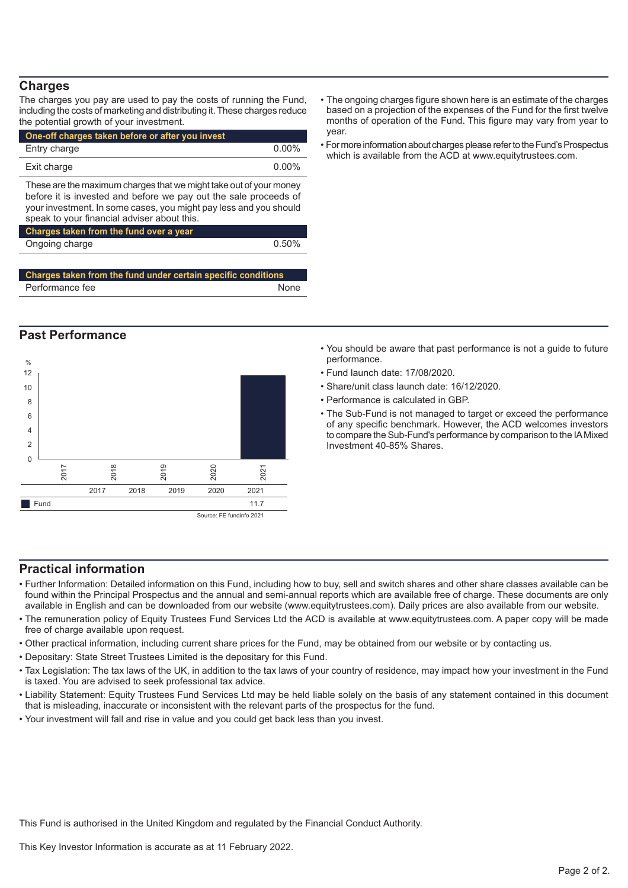## Charges

The charges you pay are used to pay the costs of running the Fund, including the costs of marketing and distributing it. These charges reduce the potential growth of your investment.

| One-off charges taken before or after you invest | |
|---|---|
| Entry charge | 0.00% |
| Exit charge | 0.00% |

These are the maximum charges that we might take out of your money before it is invested and before we pay out the sale proceeds of your investment. In some cases, you might pay less and you should speak to your financial adviser about this.

| Charges taken from the fund over a year | |
|---|---|
| Ongoing charge | 0.50% |

| Charges taken from the fund under certain specific conditions | |
|---|---|
| Performance fee | None |

- The ongoing charges figure shown here is an estimate of the charges based on a projection of the expenses of the Fund for the first twelve months of operation of the Fund. This figure may vary from year to year.
- For more information about charges please refer to the Fund's Prospectus which is available from the ACD at www.equitytrustees.com.

## Past Performance

%
12
10
8
6
4
2
0
2017 2018 2019 2020 2021

2017 2018 2019 2020 2021
Fund 11.7

Source: FE fundinfo 2021

- You should be aware that past performance is not a guide to future performance.
- Fund launch date: 17/08/2020.
- Share/unit class launch date: 16/12/2020.
- Performance is calculated in GBP.
- The Sub-Fund is not managed to target or exceed the performance of any specific benchmark. However, the ACD welcomes investors to compare the Sub-Fund's performance by comparison to the IA Mixed Investment 40-85% Shares.

## Practical information

- Further Information: Detailed information on this Fund, including how to buy, sell and switch shares and other share classes available can be found within the Principal Prospectus and the annual and semi-annual reports which are available free of charge. These documents are only available in English and can be downloaded from our website (www.equitytrustees.com). Daily prices are also available from our website.
- The remuneration policy of Equity Trustees Fund Services Ltd the ACD is available at www.equitytrustees.com. A paper copy will be made free of charge available upon request.
- Other practical information, including current share prices for the Fund, may be obtained from our website or by contacting us.
- Depositary: State Street Trustees Limited is the depositary for this Fund.
- Tax Legislation: The tax laws of the UK, in addition to the tax laws of your country of residence, may impact how your investment in the Fund is taxed. You are advised to seek professional tax advice.
- Liability Statement: Equity Trustees Fund Services Ltd may be held liable solely on the basis of any statement contained in this document that is misleading, inaccurate or inconsistent with the relevant parts of the prospectus for the fund.
- Your investment will fall and rise in value and you could get back less than you invest.

This Fund is authorised in the United Kingdom and regulated by the Financial Conduct Authority.

This Key Investor Information is accurate as at 11 February 2022.